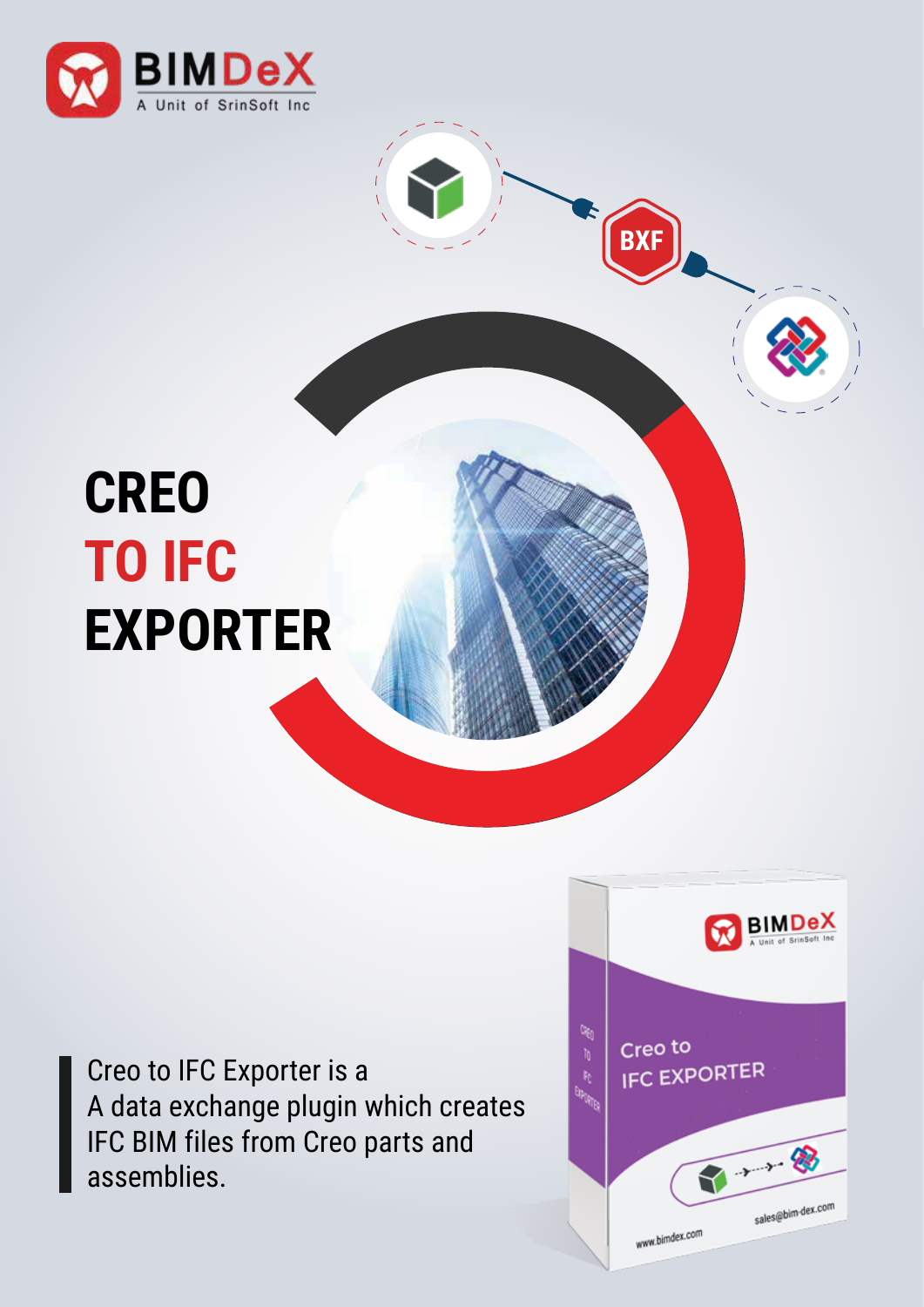BIMDeX
A Unit of SrinSoft Inc

# CREO TO IFC EXPORTER

Creo to IFC Exporter is a
A data exchange plugin which creates
IFC BIM files from Creo parts and
assemblies.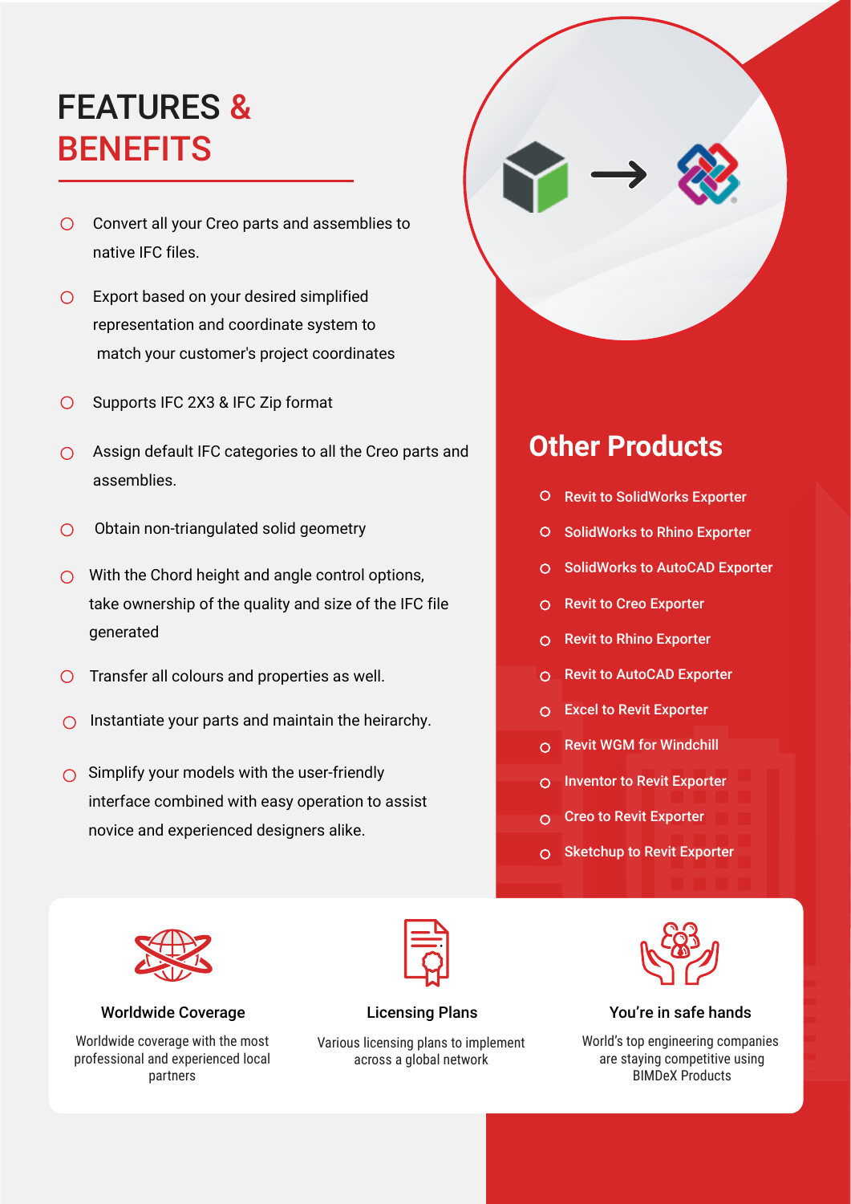# FEATURES & BENEFITS

- Convert all your Creo parts and assemblies to native IFC files.
- Export based on your desired simplified representation and coordinate system to match your customer's project coordinates
- Supports IFC 2X3 & IFC Zip format
- Assign default IFC categories to all the Creo parts and assemblies.
- Obtain non-triangulated solid geometry
- With the Chord height and angle control options, take ownership of the quality and size of the IFC file generated
- Transfer all colours and properties as well.
- Instantiate your parts and maintain the heirarchy.
- Simplify your models with the user-friendly interface combined with easy operation to assist novice and experienced designers alike.

## Other Products

- Revit to SolidWorks Exporter
- SolidWorks to Rhino Exporter
- SolidWorks to AutoCAD Exporter
- Revit to Creo Exporter
- Revit to Rhino Exporter
- Revit to AutoCAD Exporter
- Excel to Revit Exporter
- Revit WGM for Windchill
- Inventor to Revit Exporter
- Creo to Revit Exporter
- Sketchup to Revit Exporter

### Worldwide Coverage

Worldwide coverage with the most professional and experienced local partners

### Licensing Plans

Various licensing plans to implement across a global network

### You're in safe hands

World's top engineering companies are staying competitive using BIMDeX Products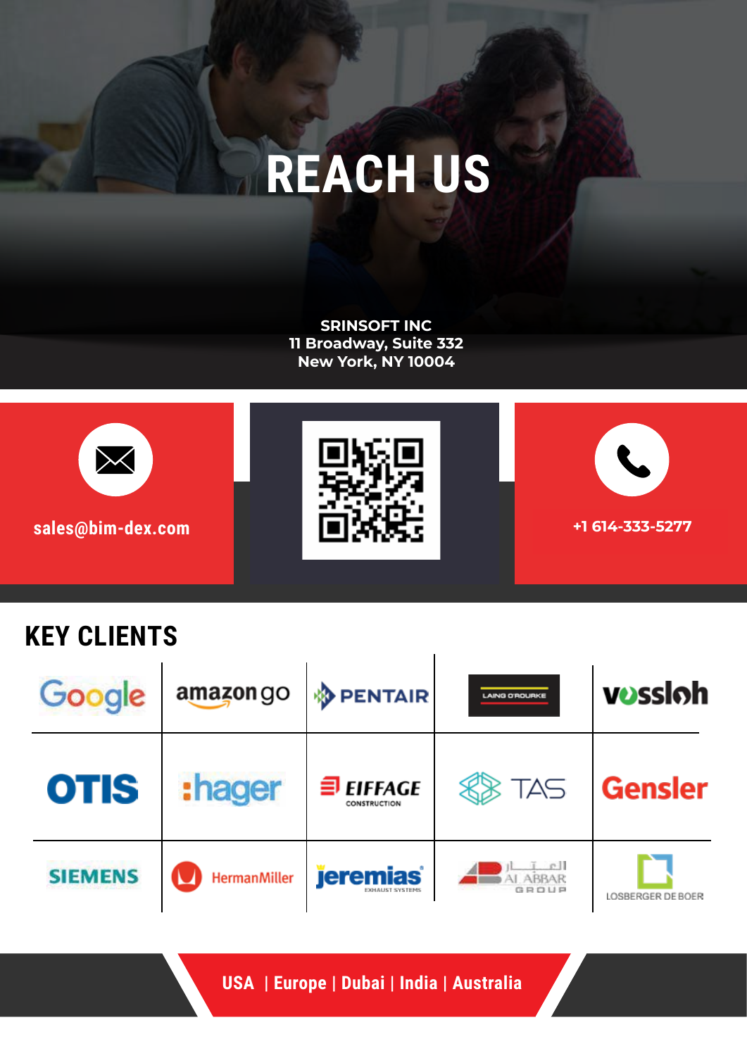# REACH US

**SRINSOFT INC**
**11 Broadway, Suite 332**
**New York, NY 10004**

sales@bim-dex.com

+1 614-333-5277

## KEY CLIENTS

| | | | | |
|---|---|---|---|---|
| Google | amazon go | PENTAIR | LAING O'ROURKE | vossloh |
| OTIS | hager | EIFFAGE CONSTRUCTION | TAS | Gensler |
| SIEMENS | HermanMiller | jeremias EXHAUST SYSTEMS | AL ABBAR GROUP | LOSBERGER DE BOER |

USA | Europe | Dubai | India | Australia